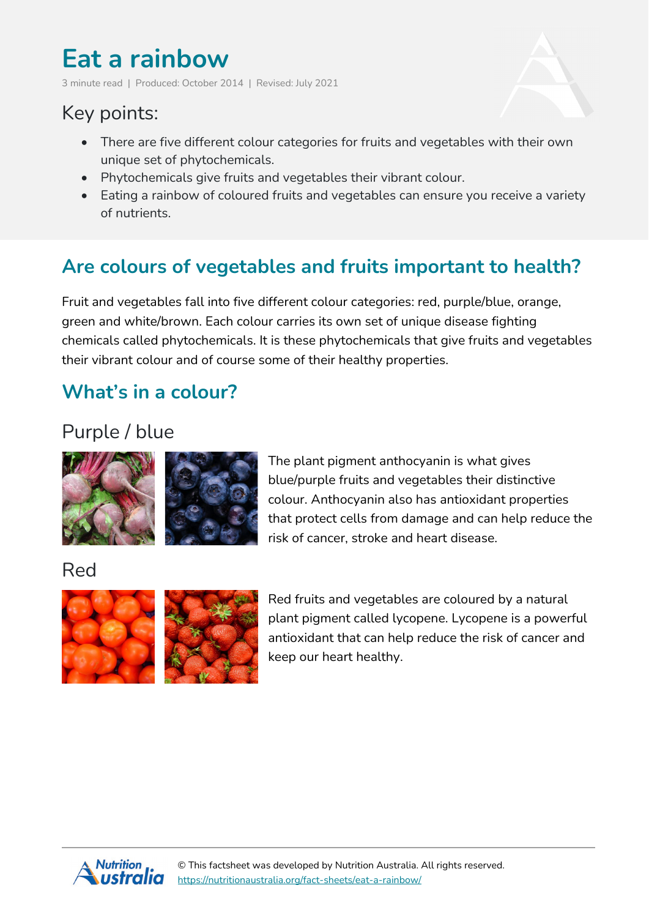# Eat a rainbow

3 minute read | Produced: October 2014 | Revised: July 2021

## Key points:

- There are five different colour categories for fruits and vegetables with their own unique set of phytochemicals.
- Phytochemicals give fruits and vegetables their vibrant colour.
- Eating a rainbow of coloured fruits and vegetables can ensure you receive a variety of nutrients.

## Are colours of vegetables and fruits important to health?

Fruit and vegetables fall into five different colour categories: red, purple/blue, orange, green and white/brown. Each colour carries its own set of unique disease fighting chemicals called phytochemicals. It is these phytochemicals that give fruits and vegetables their vibrant colour and of course some of their healthy properties.

## What's in a colour?

### Purple / blue

The plant pigment anthocyanin is what gives blue/purple fruits and vegetables their distinctive colour. Anthocyanin also has antioxidant properties that protect cells from damage and can help reduce the risk of cancer, stroke and heart disease.

### Red

Red fruits and vegetables are coloured by a natural plant pigment called lycopene. Lycopene is a powerful antioxidant that can help reduce the risk of cancer and keep our heart healthy.

© This factsheet was developed by Nutrition Australia. All rights reserved.
https://nutritionaustralia.org/fact-sheets/eat-a-rainbow/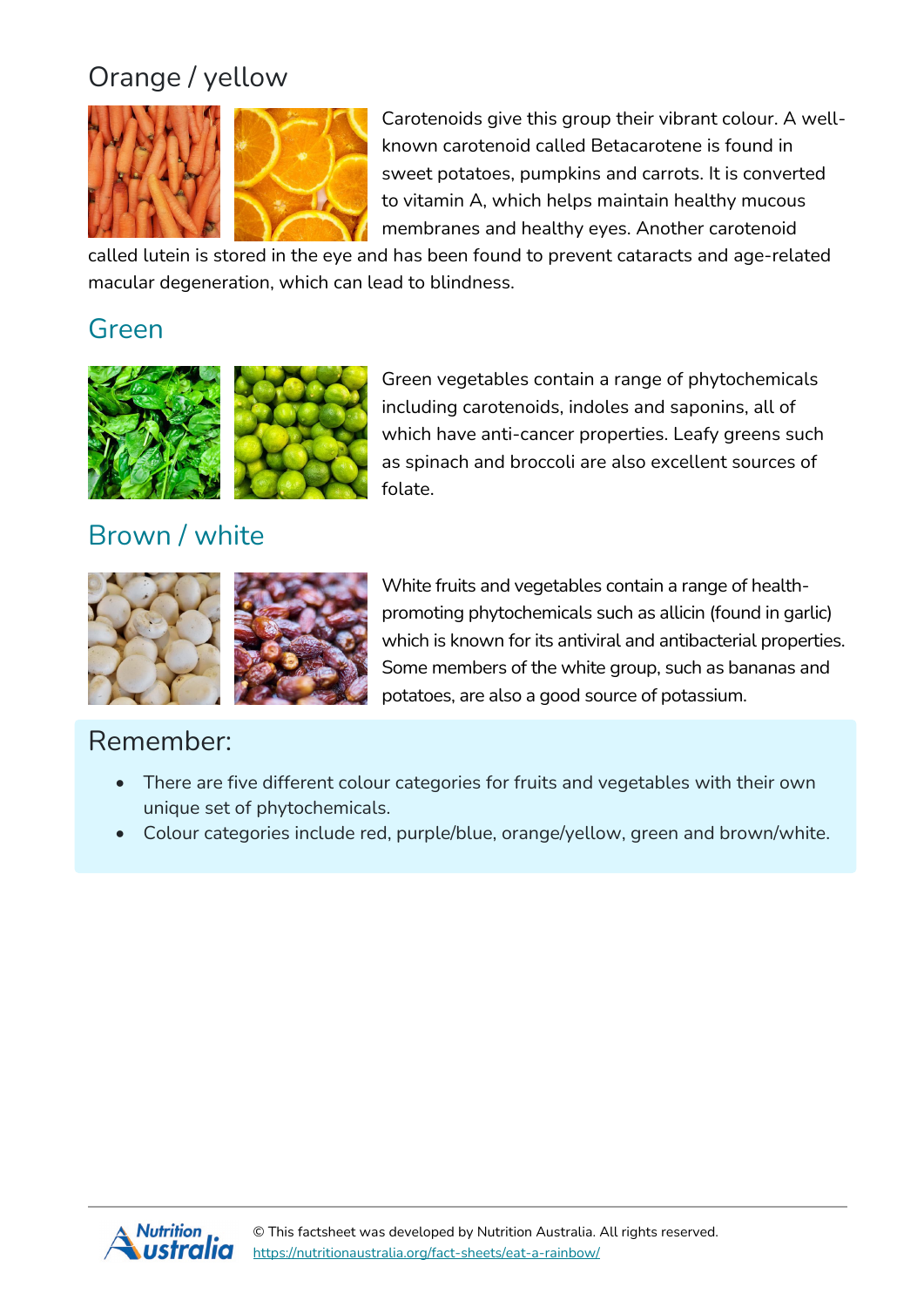## Orange / yellow

Carotenoids give this group their vibrant colour. A well-known carotenoid called Betacarotene is found in sweet potatoes, pumpkins and carrots. It is converted to vitamin A, which helps maintain healthy mucous membranes and healthy eyes. Another carotenoid called lutein is stored in the eye and has been found to prevent cataracts and age-related macular degeneration, which can lead to blindness.

## Green

Green vegetables contain a range of phytochemicals including carotenoids, indoles and saponins, all of which have anti-cancer properties. Leafy greens such as spinach and broccoli are also excellent sources of folate.

## Brown / white

White fruits and vegetables contain a range of health-promoting phytochemicals such as allicin (found in garlic) which is known for its antiviral and antibacterial properties. Some members of the white group, such as bananas and potatoes, are also a good source of potassium.

## Remember:

- There are five different colour categories for fruits and vegetables with their own unique set of phytochemicals.
- Colour categories include red, purple/blue, orange/yellow, green and brown/white.

© This factsheet was developed by Nutrition Australia. All rights reserved.
https://nutritionaustralia.org/fact-sheets/eat-a-rainbow/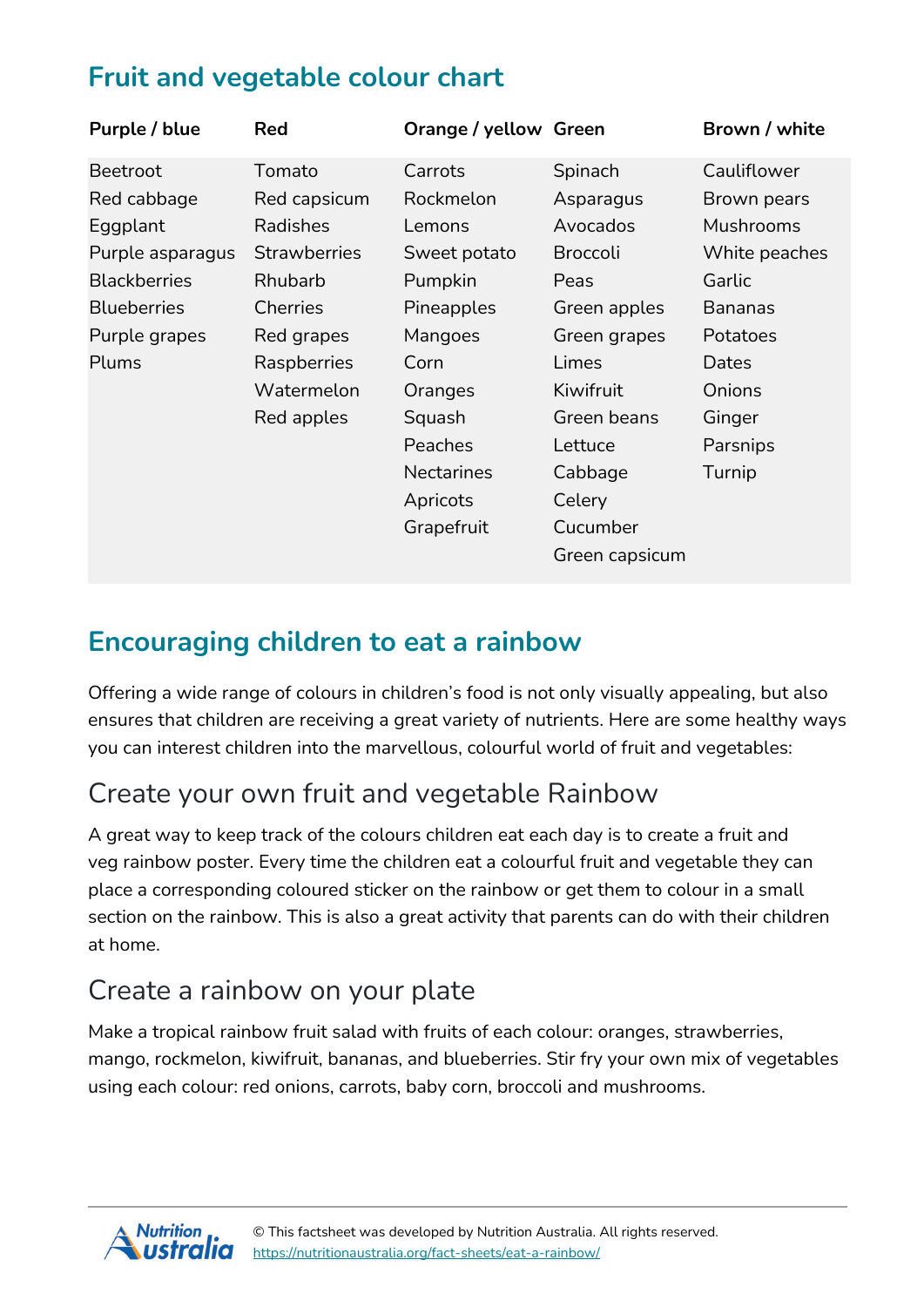## Fruit and vegetable colour chart

| Purple / blue | Red | Orange / yellow | Green | Brown / white |
|---|---|---|---|---|
| Beetroot | Tomato | Carrots | Spinach | Cauliflower |
| Red cabbage | Red capsicum | Rockmelon | Asparagus | Brown pears |
| Eggplant | Radishes | Lemons | Avocados | Mushrooms |
| Purple asparagus | Strawberries | Sweet potato | Broccoli | White peaches |
| Blackberries | Rhubarb | Pumpkin | Peas | Garlic |
| Blueberries | Cherries | Pineapples | Green apples | Bananas |
| Purple grapes | Red grapes | Mangoes | Green grapes | Potatoes |
| Plums | Raspberries | Corn | Limes | Dates |
| | Watermelon | Oranges | Kiwifruit | Onions |
| | Red apples | Squash | Green beans | Ginger |
| | | Peaches | Lettuce | Parsnips |
| | | Nectarines | Cabbage | Turnip |
| | | Apricots | Celery | |
| | | Grapefruit | Cucumber | |
| | | | Green capsicum | |

## Encouraging children to eat a rainbow

Offering a wide range of colours in children's food is not only visually appealing, but also ensures that children are receiving a great variety of nutrients. Here are some healthy ways you can interest children into the marvellous, colourful world of fruit and vegetables:

### Create your own fruit and vegetable Rainbow

A great way to keep track of the colours children eat each day is to create a fruit and veg rainbow poster. Every time the children eat a colourful fruit and vegetable they can place a corresponding coloured sticker on the rainbow or get them to colour in a small section on the rainbow. This is also a great activity that parents can do with their children at home.

### Create a rainbow on your plate

Make a tropical rainbow fruit salad with fruits of each colour: oranges, strawberries, mango, rockmelon, kiwifruit, bananas, and blueberries. Stir fry your own mix of vegetables using each colour: red onions, carrots, baby corn, broccoli and mushrooms.

© This factsheet was developed by Nutrition Australia. All rights reserved.
https://nutritionaustralia.org/fact-sheets/eat-a-rainbow/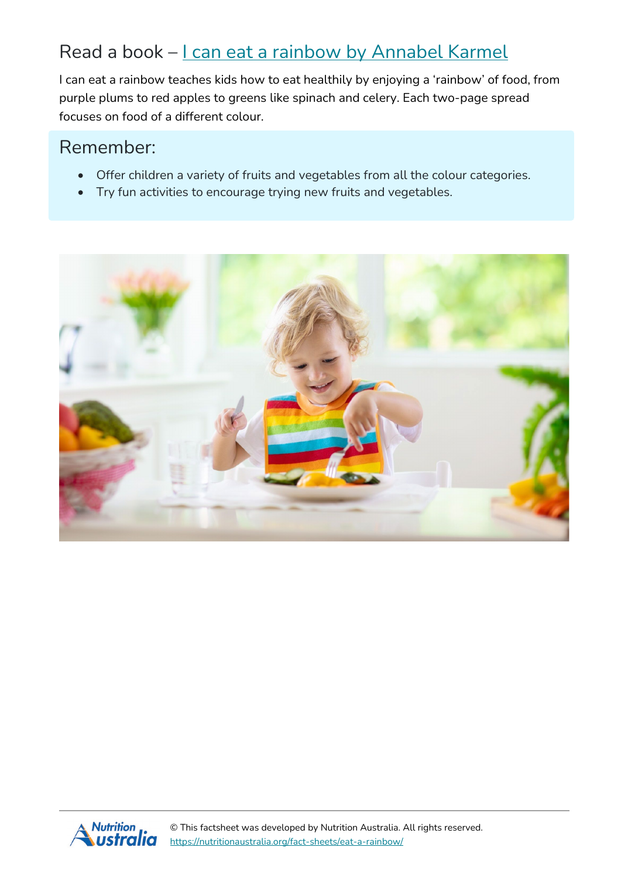## Read a book – [I can eat a rainbow by Annabel Karmel]

I can eat a rainbow teaches kids how to eat healthily by enjoying a 'rainbow' of food, from purple plums to red apples to greens like spinach and celery. Each two-page spread focuses on food of a different colour.

## Remember:

- Offer children a variety of fruits and vegetables from all the colour categories.
- Try fun activities to encourage trying new fruits and vegetables.

© This factsheet was developed by Nutrition Australia. All rights reserved.
https://nutritionaustralia.org/fact-sheets/eat-a-rainbow/